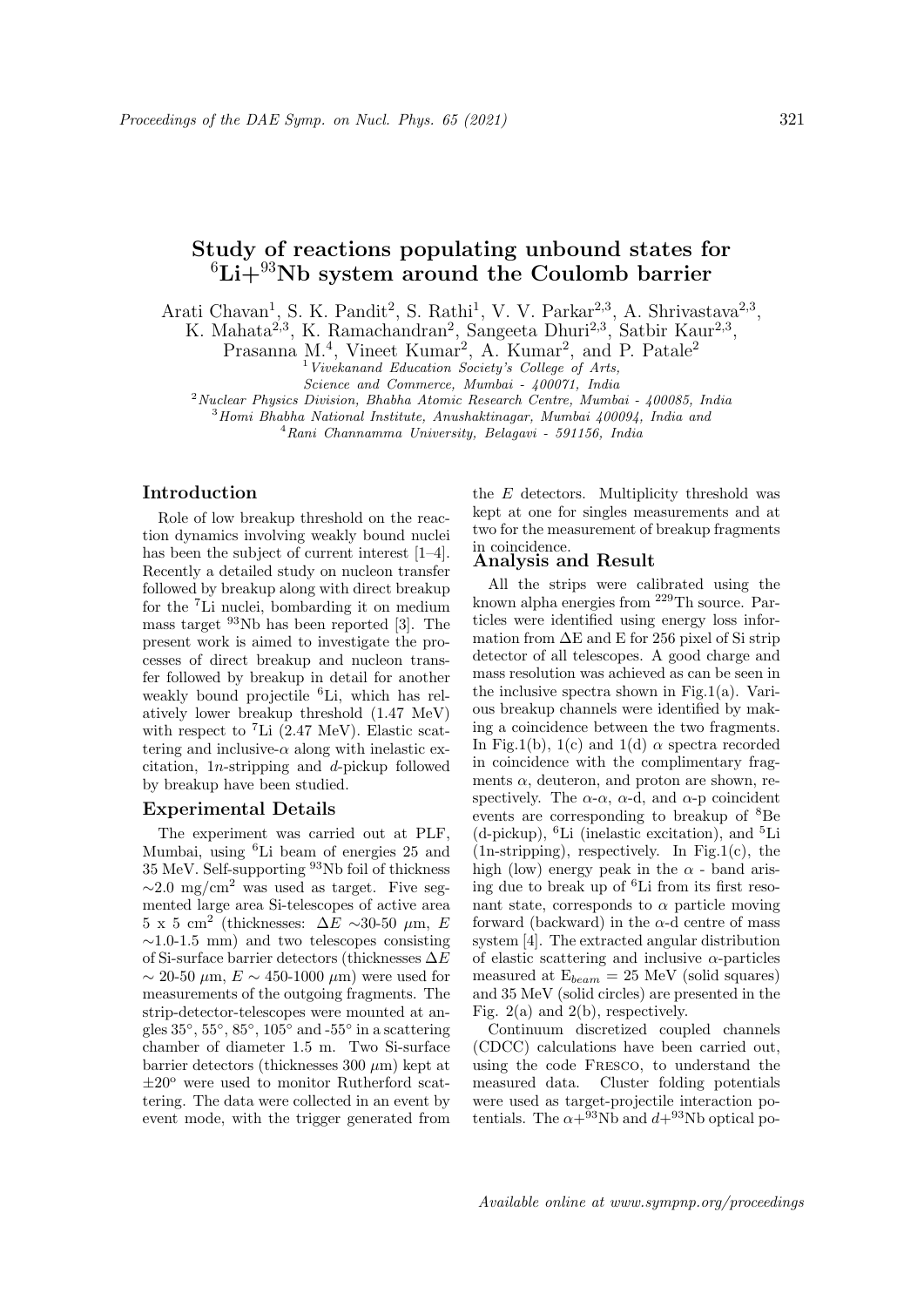# Study of reactions populating unbound states for $^{6}$Li+$^{93}$Nb system around the Coulomb barrier

Arati Chavan[1], S. K. Pandit[2], S. Rathi[1], V. V. Parkar[2,3], A. Shrivastava[2,3], K. Mahata[2,3], K. Ramachandran[2], Sangeeta Dhuri[2,3], Satbir Kaur[2,3], Prasanna M.[4], Vineet Kumar[2], A. Kumar[2], and P. Patale[2]

[1] *Vivekanand Education Society's College of Arts, Science and Commerce, Mumbai - 400071, India*
[2] *Nuclear Physics Division, Bhabha Atomic Research Centre, Mumbai - 400085, India*
[3] *Homi Bhabha National Institute, Anushaktinagar, Mumbai 400094, India and*
[4] *Rani Channamma University, Belagavi - 591156, India*

## Introduction

Role of low breakup threshold on the reaction dynamics involving weakly bound nuclei has been the subject of current interest [1–4]. Recently a detailed study on nucleon transfer followed by breakup along with direct breakup for the $^{7}$Li nuclei, bombarding it on medium mass target $^{93}$Nb has been reported [3]. The present work is aimed to investigate the processes of direct breakup and nucleon transfer followed by breakup in detail for another weakly bound projectile $^{6}$Li, which has relatively lower breakup threshold (1.47 MeV) with respect to $^{7}$Li (2.47 MeV). Elastic scattering and inclusive-$\alpha$ along with inelastic excitation, 1$n$-stripping and $d$-pickup followed by breakup have been studied.

## Experimental Details

The experiment was carried out at PLF, Mumbai, using $^{6}$Li beam of energies 25 and 35 MeV. Self-supporting $^{93}$Nb foil of thickness $\sim$2.0 mg/cm$^{2}$ was used as target. Five segmented large area Si-telescopes of active area 5 x 5 cm$^{2}$ (thicknesses: $\Delta E$ $\sim$30-50 $\mu$m, $E$ $\sim$1.0-1.5 mm) and two telescopes consisting of Si-surface barrier detectors (thicknesses $\Delta E$ $\sim$ 20-50 $\mu$m, $E$ $\sim$ 450-1000 $\mu$m) were used for measurements of the outgoing fragments. The strip-detector-telescopes were mounted at angles 35°, 55°, 85°, 105° and -55° in a scattering chamber of diameter 1.5 m. Two Si-surface barrier detectors (thicknesses 300 $\mu$m) kept at $\pm$20° were used to monitor Rutherford scattering. The data were collected in an event by event mode, with the trigger generated from the $E$ detectors. Multiplicity threshold was kept at one for singles measurements and at two for the measurement of breakup fragments in coincidence.

## Analysis and Result

All the strips were calibrated using the known alpha energies from $^{229}$Th source. Particles were identified using energy loss information from $\Delta$E and E for 256 pixel of Si strip detector of all telescopes. A good charge and mass resolution was achieved as can be seen in the inclusive spectra shown in Fig.1(a). Various breakup channels were identified by making a coincidence between the two fragments. In Fig.1(b), 1(c) and 1(d) $\alpha$ spectra recorded in coincidence with the complimentary fragments $\alpha$, deuteron, and proton are shown, respectively. The $\alpha$-$\alpha$, $\alpha$-d, and $\alpha$-p coincident events are corresponding to breakup of $^{8}$Be (d-pickup), $^{6}$Li (inelastic excitation), and $^{5}$Li (1n-stripping), respectively. In Fig.1(c), the high (low) energy peak in the $\alpha$ - band arising due to break up of $^{6}$Li from its first resonant state, corresponds to $\alpha$ particle moving forward (backward) in the $\alpha$-d centre of mass system [4]. The extracted angular distribution of elastic scattering and inclusive $\alpha$-particles measured at E$_{beam}$ = 25 MeV (solid squares) and 35 MeV (solid circles) are presented in the Fig. 2(a) and 2(b), respectively.

Continuum discretized coupled channels (CDCC) calculations have been carried out, using the code Fresco, to understand the measured data. Cluster folding potentials were used as target-projectile interaction potentials. The $\alpha$+$^{93}$Nb and $d$+$^{93}$Nb optical po-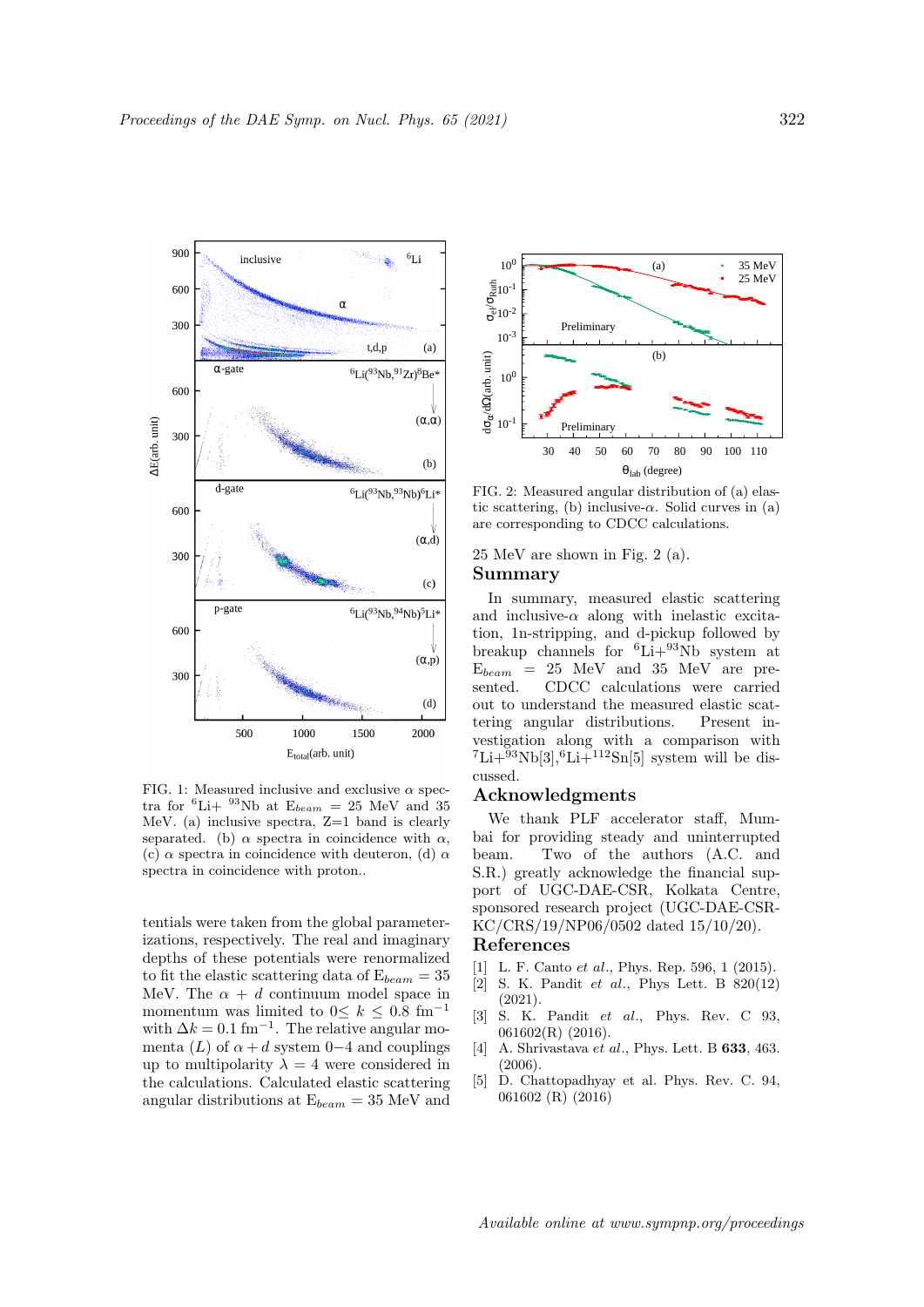900

inclusive

$^{6}$Li

600

α

300

t,d,p

(a)

α-gate

$^{6}$Li($^{93}$Nb,$^{91}$Zr)$^{8}$Be*

600

(α,α)

300

(b)

d-gate

$^{6}$Li($^{93}$Nb,$^{93}$Nb)$^{6}$Li*

600

(α,d)

300

(c)

p-gate

$^{6}$Li($^{93}$Nb,$^{94}$Nb)$^{5}$Li*

600

(α,p)

300

(d)

500 1000 1500 2000

$E_{total}$(arb. unit)

ΔE(arb. unit)

FIG. 1: Measured inclusive and exclusive $\alpha$ spectra for $^{6}$Li+ $^{93}$Nb at $E_{beam}$ = 25 MeV and 35 MeV. (a) inclusive spectra, Z=1 band is clearly separated. (b) $\alpha$ spectra in coincidence with $\alpha$, (c) $\alpha$ spectra in coincidence with deuteron, (d) $\alpha$ spectra in coincidence with proton..

tentials were taken from the global parameterizations, respectively. The real and imaginary depths of these potentials were renormalized to fit the elastic scattering data of $E_{beam}$ = 35 MeV. The $\alpha$ + $d$ continuum model space in momentum was limited to 0≤ $k$ ≤ 0.8 fm$^{-1}$ with $\Delta k$ = 0.1 fm$^{-1}$. The relative angular momenta ($L$) of $\alpha + d$ system 0−4 and couplings up to multipolarity $\lambda$ = 4 were considered in the calculations. Calculated elastic scattering angular distributions at $E_{beam}$ = 35 MeV and

$10^{0}$

$10^{-1}$

$10^{-2}$

$10^{-3}$

$\sigma_{el}/\sigma_{Ruth}$

(a)

35 MeV

25 MeV

Preliminary

(b)

$10^{0}$

$10^{-1}$

$d\sigma_{\alpha}/d\Omega$(arb. unit)

Preliminary

30 40 50 60 70 80 90 100 110

$\theta_{lab}$ (degree)

FIG. 2: Measured angular distribution of (a) elastic scattering, (b) inclusive-$\alpha$. Solid curves in (a) are corresponding to CDCC calculations.

25 MeV are shown in Fig. 2 (a).

## Summary

In summary, measured elastic scattering and inclusive-$\alpha$ along with inelastic excitation, 1n-stripping, and d-pickup followed by breakup channels for $^{6}$Li+$^{93}$Nb system at $E_{beam}$ = 25 MeV and 35 MeV are presented. CDCC calculations were carried out to understand the measured elastic scattering angular distributions. Present investigation along with a comparison with $^{7}$Li+$^{93}$Nb[3],$^{6}$Li+$^{112}$Sn[5] system will be discussed.

## Acknowledgments

We thank PLF accelerator staff, Mumbai for providing steady and uninterrupted beam. Two of the authors (A.C. and S.R.) greatly acknowledge the financial support of UGC-DAE-CSR, Kolkata Centre, sponsored research project (UGC-DAE-CSR-KC/CRS/19/NP06/0502 dated 15/10/20).

## References

[1] L. F. Canto *et al.*, Phys. Rep. 596, 1 (2015).

[2] S. K. Pandit *et al.*, Phys Lett. B 820(12) (2021).

[3] S. K. Pandit *et al.*, Phys. Rev. C 93, 061602(R) (2016).

[4] A. Shrivastava *et al.*, Phys. Lett. B **633**, 463. (2006).

[5] D. Chattopadhyay et al. Phys. Rev. C. 94, 061602 (R) (2016)